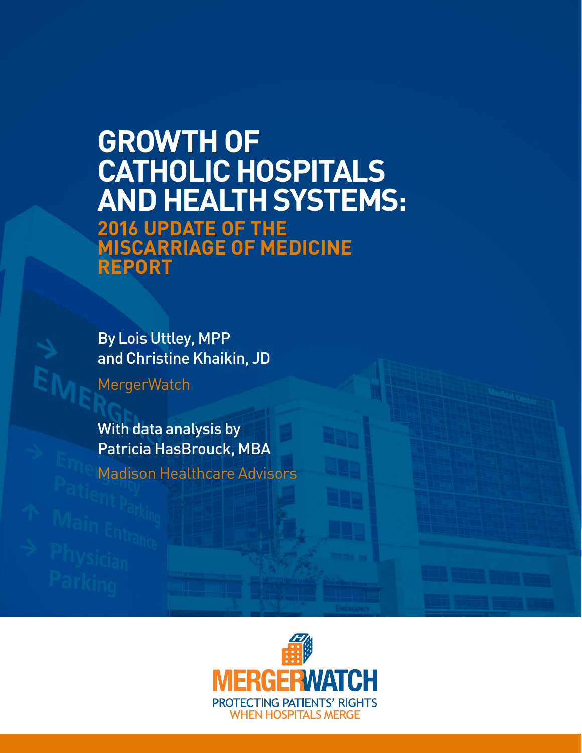# GROWTH OF CATHOLIC HOSPITALS AND HEALTH SYSTEMS:

## 2016 UPDATE OF THE MISCARRIAGE OF MEDICINE REPORT

By Lois Uttley, MPP
and Christine Khaikin, JD

MergerWatch

With data analysis by
Patricia HasBrouck, MBA

Madison Healthcare Advisors

MERGERWATCH
PROTECTING PATIENTS' RIGHTS
WHEN HOSPITALS MERGE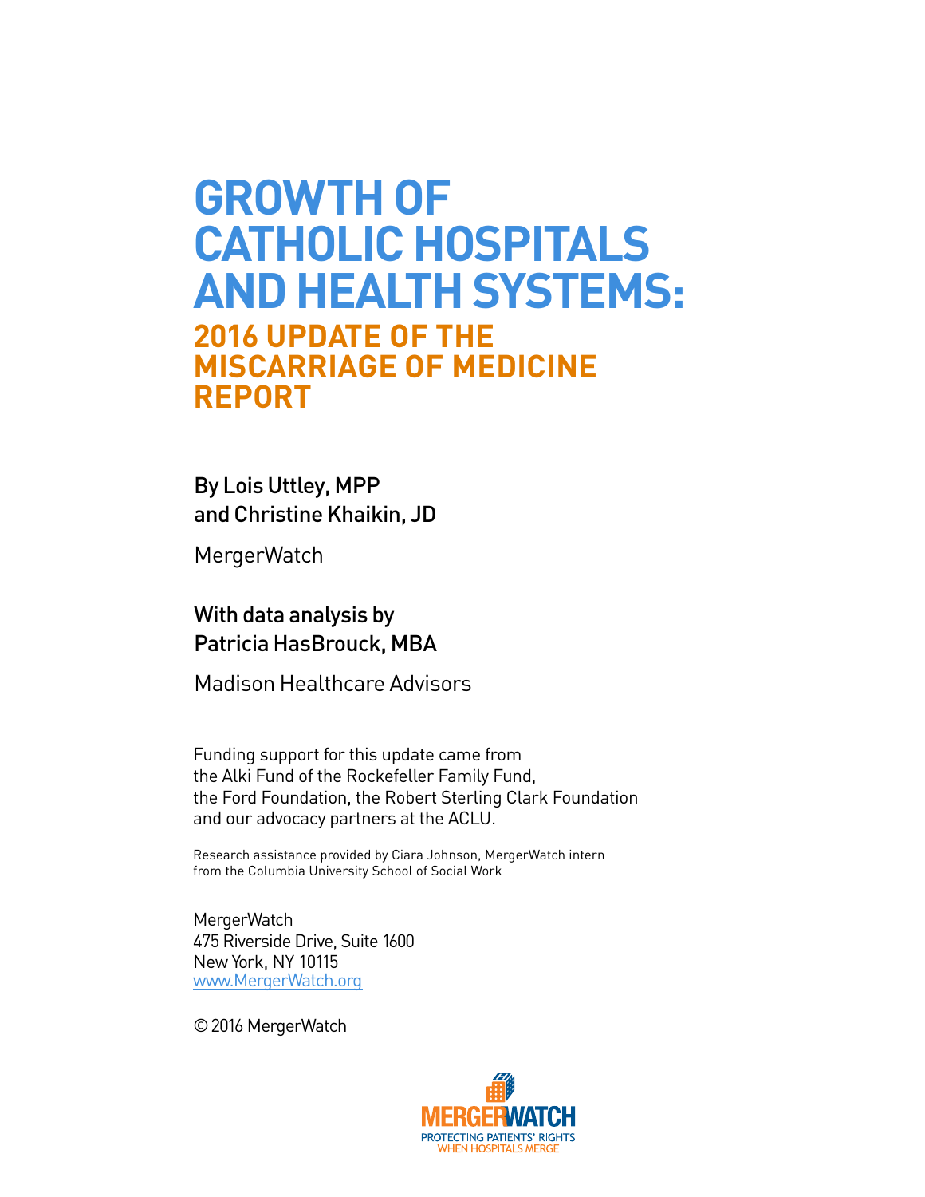# GROWTH OF CATHOLIC HOSPITALS AND HEALTH SYSTEMS:

## 2016 UPDATE OF THE MISCARRIAGE OF MEDICINE REPORT

By Lois Uttley, MPP
and Christine Khaikin, JD

MergerWatch

With data analysis by
Patricia HasBrouck, MBA

Madison Healthcare Advisors

Funding support for this update came from
the Alki Fund of the Rockefeller Family Fund,
the Ford Foundation, the Robert Sterling Clark Foundation
and our advocacy partners at the ACLU.

Research assistance provided by Ciara Johnson, MergerWatch intern
from the Columbia University School of Social Work

MergerWatch
475 Riverside Drive, Suite 1600
New York, NY 10115
www.MergerWatch.org

© 2016 MergerWatch

MERGERWATCH
PROTECTING PATIENTS' RIGHTS
WHEN HOSPITALS MERGE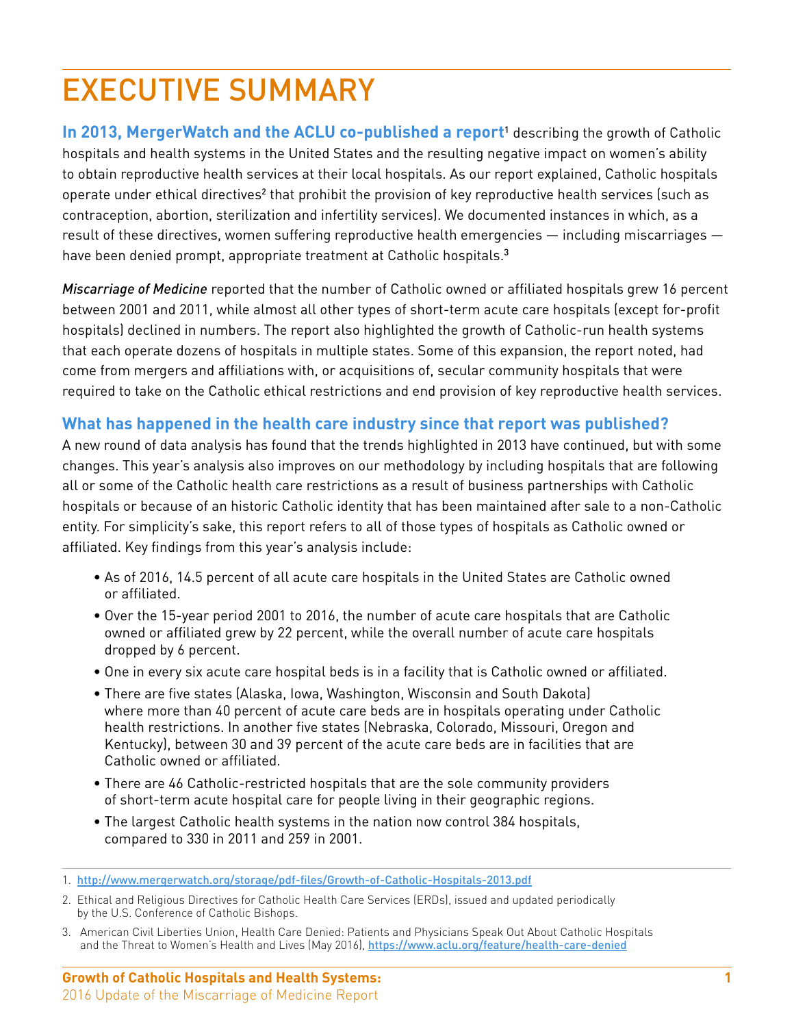# EXECUTIVE SUMMARY

**In 2013, MergerWatch and the ACLU co-published a report**[1] describing the growth of Catholic hospitals and health systems in the United States and the resulting negative impact on women's ability to obtain reproductive health services at their local hospitals. As our report explained, Catholic hospitals operate under ethical directives[2] that prohibit the provision of key reproductive health services (such as contraception, abortion, sterilization and infertility services). We documented instances in which, as a result of these directives, women suffering reproductive health emergencies — including miscarriages — have been denied prompt, appropriate treatment at Catholic hospitals.[3]

*Miscarriage of Medicine* reported that the number of Catholic owned or affiliated hospitals grew 16 percent between 2001 and 2011, while almost all other types of short-term acute care hospitals (except for-profit hospitals) declined in numbers. The report also highlighted the growth of Catholic-run health systems that each operate dozens of hospitals in multiple states. Some of this expansion, the report noted, had come from mergers and affiliations with, or acquisitions of, secular community hospitals that were required to take on the Catholic ethical restrictions and end provision of key reproductive health services.

## What has happened in the health care industry since that report was published?

A new round of data analysis has found that the trends highlighted in 2013 have continued, but with some changes. This year's analysis also improves on our methodology by including hospitals that are following all or some of the Catholic health care restrictions as a result of business partnerships with Catholic hospitals or because of an historic Catholic identity that has been maintained after sale to a non-Catholic entity. For simplicity's sake, this report refers to all of those types of hospitals as Catholic owned or affiliated. Key findings from this year's analysis include:

- As of 2016, 14.5 percent of all acute care hospitals in the United States are Catholic owned or affiliated.
- Over the 15-year period 2001 to 2016, the number of acute care hospitals that are Catholic owned or affiliated grew by 22 percent, while the overall number of acute care hospitals dropped by 6 percent.
- One in every six acute care hospital beds is in a facility that is Catholic owned or affiliated.
- There are five states (Alaska, Iowa, Washington, Wisconsin and South Dakota) where more than 40 percent of acute care beds are in hospitals operating under Catholic health restrictions. In another five states (Nebraska, Colorado, Missouri, Oregon and Kentucky), between 30 and 39 percent of the acute care beds are in facilities that are Catholic owned or affiliated.
- There are 46 Catholic-restricted hospitals that are the sole community providers of short-term acute hospital care for people living in their geographic regions.
- The largest Catholic health systems in the nation now control 384 hospitals, compared to 330 in 2011 and 259 in 2001.

1. http://www.mergerwatch.org/storage/pdf-files/Growth-of-Catholic-Hospitals-2013.pdf
2. Ethical and Religious Directives for Catholic Health Care Services (ERDs), issued and updated periodically by the U.S. Conference of Catholic Bishops.
3. American Civil Liberties Union, Health Care Denied: Patients and Physicians Speak Out About Catholic Hospitals and the Threat to Women's Health and Lives (May 2016), https://www.aclu.org/feature/health-care-denied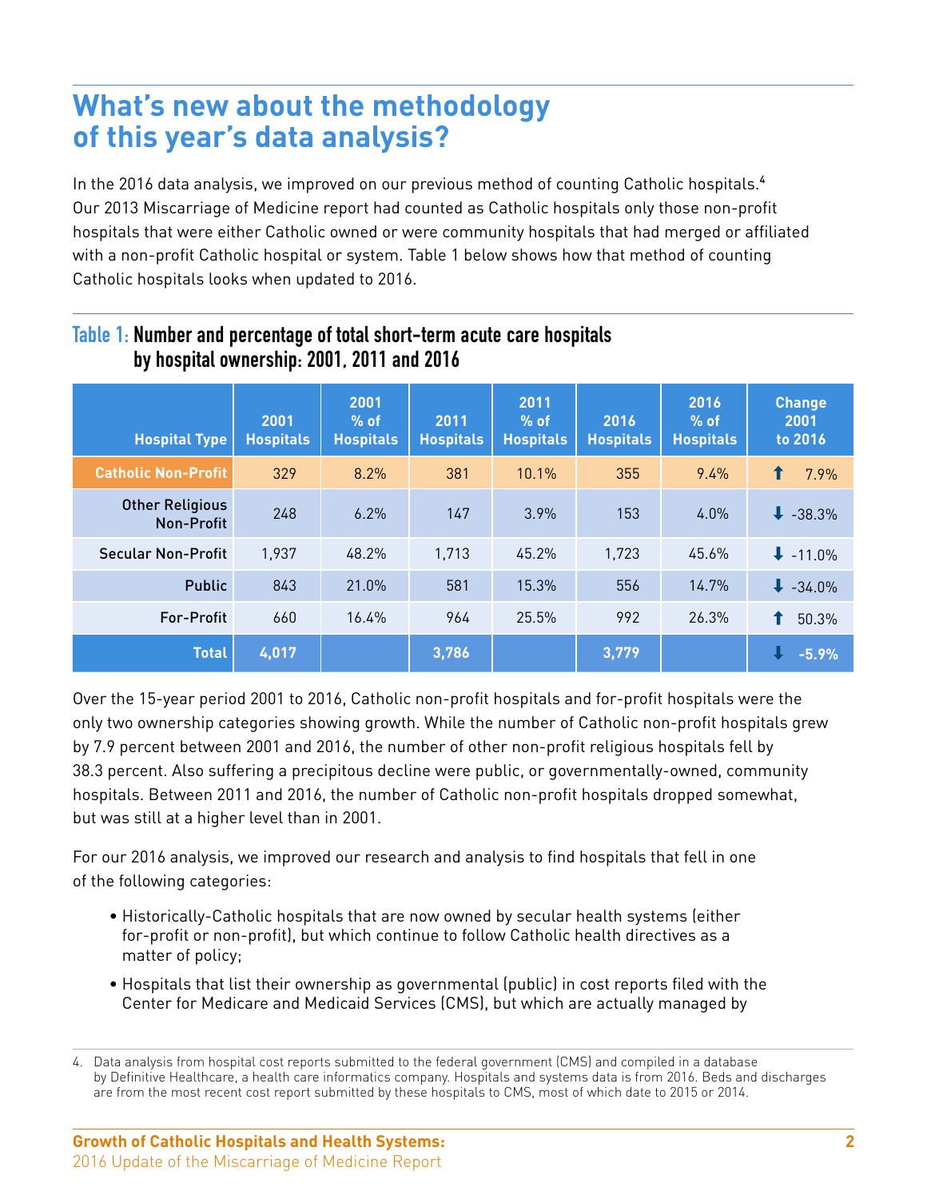## What's new about the methodology of this year's data analysis?

In the 2016 data analysis, we improved on our previous method of counting Catholic hospitals.[4] Our 2013 Miscarriage of Medicine report had counted as Catholic hospitals only those non-profit hospitals that were either Catholic owned or were community hospitals that had merged or affiliated with a non-profit Catholic hospital or system. Table 1 below shows how that method of counting Catholic hospitals looks when updated to 2016.

### Table 1: Number and percentage of total short-term acute care hospitals by hospital ownership: 2001, 2011 and 2016

| Hospital Type | 2001 Hospitals | 2001 % of Hospitals | 2011 Hospitals | 2011 % of Hospitals | 2016 Hospitals | 2016 % of Hospitals | Change 2001 to 2016 |
|---|---|---|---|---|---|---|---|
| Catholic Non-Profit | 329 | 8.2% | 381 | 10.1% | 355 | 9.4% | ⬆ 7.9% |
| Other Religious Non-Profit | 248 | 6.2% | 147 | 3.9% | 153 | 4.0% | ⬇ -38.3% |
| Secular Non-Profit | 1,937 | 48.2% | 1,713 | 45.2% | 1,723 | 45.6% | ⬇ -11.0% |
| Public | 843 | 21.0% | 581 | 15.3% | 556 | 14.7% | ⬇ -34.0% |
| For-Profit | 660 | 16.4% | 964 | 25.5% | 992 | 26.3% | ⬆ 50.3% |
| **Total** | **4,017** | | **3,786** | | **3,779** | | ⬇ **-5.9%** |

Over the 15-year period 2001 to 2016, Catholic non-profit hospitals and for-profit hospitals were the only two ownership categories showing growth. While the number of Catholic non-profit hospitals grew by 7.9 percent between 2001 and 2016, the number of other non-profit religious hospitals fell by 38.3 percent. Also suffering a precipitous decline were public, or governmentally-owned, community hospitals. Between 2011 and 2016, the number of Catholic non-profit hospitals dropped somewhat, but was still at a higher level than in 2001.

For our 2016 analysis, we improved our research and analysis to find hospitals that fell in one of the following categories:

- Historically-Catholic hospitals that are now owned by secular health systems (either for-profit or non-profit), but which continue to follow Catholic health directives as a matter of policy;
- Hospitals that list their ownership as governmental (public) in cost reports filed with the Center for Medicare and Medicaid Services (CMS), but which are actually managed by

4. Data analysis from hospital cost reports submitted to the federal government (CMS) and compiled in a database by Definitive Healthcare, a health care informatics company. Hospitals and systems data is from 2016. Beds and discharges are from the most recent cost report submitted by these hospitals to CMS, most of which date to 2015 or 2014.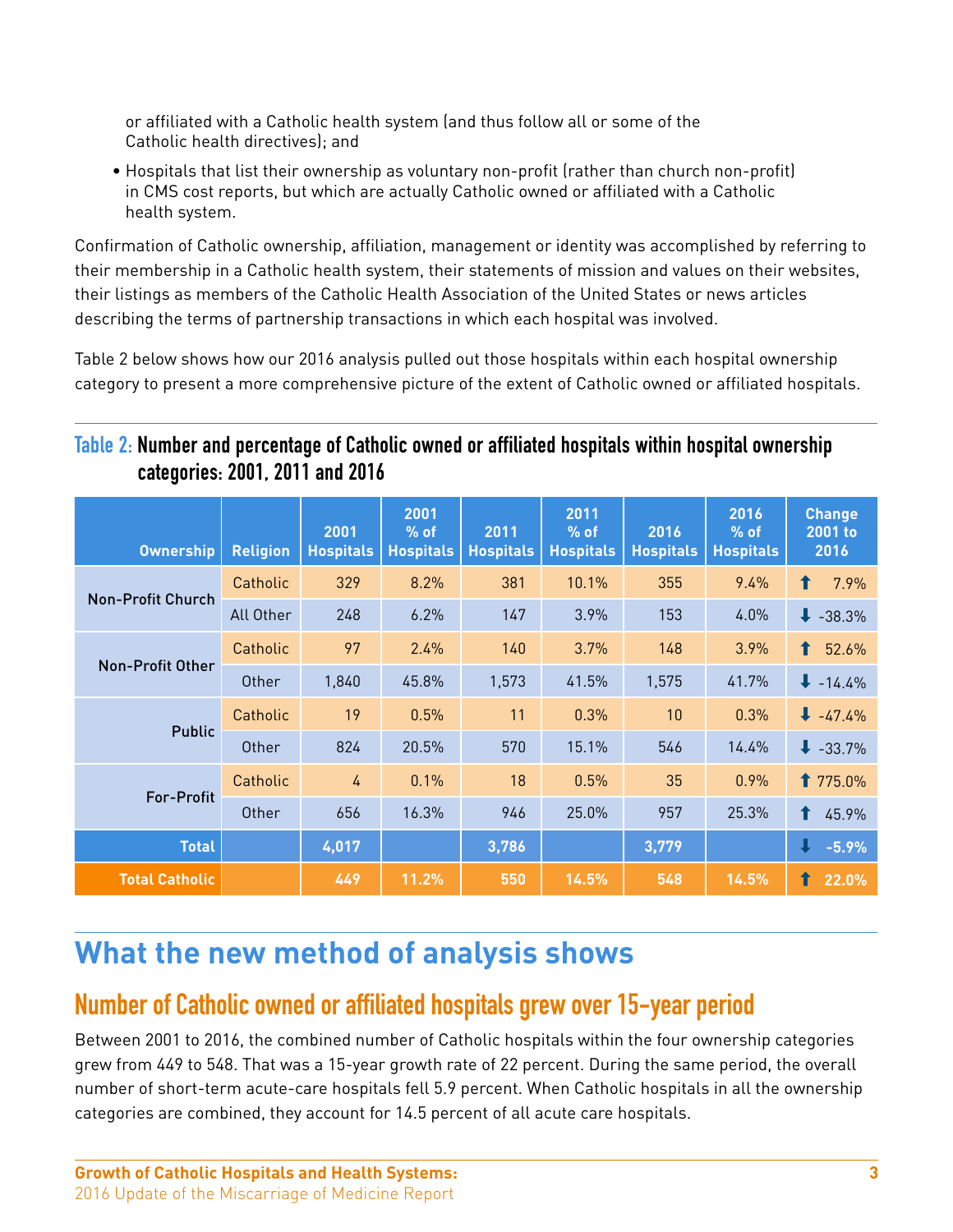or affiliated with a Catholic health system (and thus follow all or some of the Catholic health directives); and

- Hospitals that list their ownership as voluntary non-profit (rather than church non-profit) in CMS cost reports, but which are actually Catholic owned or affiliated with a Catholic health system.

Confirmation of Catholic ownership, affiliation, management or identity was accomplished by referring to their membership in a Catholic health system, their statements of mission and values on their websites, their listings as members of the Catholic Health Association of the United States or news articles describing the terms of partnership transactions in which each hospital was involved.

Table 2 below shows how our 2016 analysis pulled out those hospitals within each hospital ownership category to present a more comprehensive picture of the extent of Catholic owned or affiliated hospitals.

**Table 2: Number and percentage of Catholic owned or affiliated hospitals within hospital ownership categories: 2001, 2011 and 2016**

| Ownership | Religion | 2001 Hospitals | 2001 % of Hospitals | 2011 Hospitals | 2011 % of Hospitals | 2016 Hospitals | 2016 % of Hospitals | Change 2001 to 2016 |
|---|---|---|---|---|---|---|---|---|
| Non-Profit Church | Catholic | 329 | 8.2% | 381 | 10.1% | 355 | 9.4% | ⬆ 7.9% |
| | All Other | 248 | 6.2% | 147 | 3.9% | 153 | 4.0% | ⬇ -38.3% |
| Non-Profit Other | Catholic | 97 | 2.4% | 140 | 3.7% | 148 | 3.9% | ⬆ 52.6% |
| | Other | 1,840 | 45.8% | 1,573 | 41.5% | 1,575 | 41.7% | ⬇ -14.4% |
| Public | Catholic | 19 | 0.5% | 11 | 0.3% | 10 | 0.3% | ⬇ -47.4% |
| | Other | 824 | 20.5% | 570 | 15.1% | 546 | 14.4% | ⬇ -33.7% |
| For-Profit | Catholic | 4 | 0.1% | 18 | 0.5% | 35 | 0.9% | ⬆ 775.0% |
| | Other | 656 | 16.3% | 946 | 25.0% | 957 | 25.3% | ⬆ 45.9% |
| **Total** | | **4,017** | | **3,786** | | **3,779** | | ⬇ **-5.9%** |
| **Total Catholic** | | **449** | **11.2%** | **550** | **14.5%** | **548** | **14.5%** | ⬆ **22.0%** |

# What the new method of analysis shows

## Number of Catholic owned or affiliated hospitals grew over 15-year period

Between 2001 to 2016, the combined number of Catholic hospitals within the four ownership categories grew from 449 to 548. That was a 15-year growth rate of 22 percent. During the same period, the overall number of short-term acute-care hospitals fell 5.9 percent. When Catholic hospitals in all the ownership categories are combined, they account for 14.5 percent of all acute care hospitals.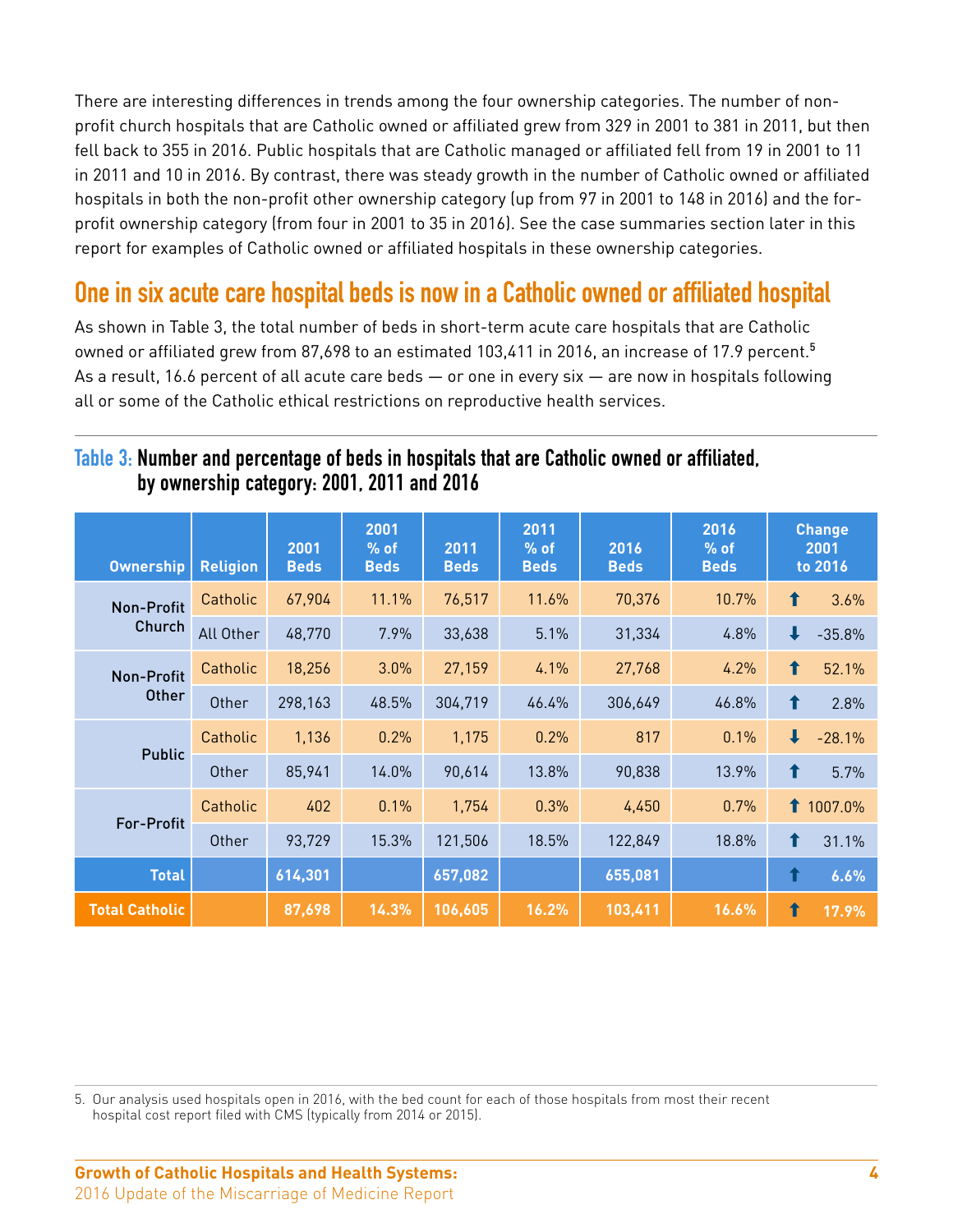There are interesting differences in trends among the four ownership categories. The number of non-profit church hospitals that are Catholic owned or affiliated grew from 329 in 2001 to 381 in 2011, but then fell back to 355 in 2016. Public hospitals that are Catholic managed or affiliated fell from 19 in 2001 to 11 in 2011 and 10 in 2016. By contrast, there was steady growth in the number of Catholic owned or affiliated hospitals in both the non-profit other ownership category (up from 97 in 2001 to 148 in 2016) and the for-profit ownership category (from four in 2001 to 35 in 2016). See the case summaries section later in this report for examples of Catholic owned or affiliated hospitals in these ownership categories.

## One in six acute care hospital beds is now in a Catholic owned or affiliated hospital

As shown in Table 3, the total number of beds in short-term acute care hospitals that are Catholic owned or affiliated grew from 87,698 to an estimated 103,411 in 2016, an increase of 17.9 percent.[5] As a result, 16.6 percent of all acute care beds — or one in every six — are now in hospitals following all or some of the Catholic ethical restrictions on reproductive health services.

**Table 3: Number and percentage of beds in hospitals that are Catholic owned or affiliated, by ownership category: 2001, 2011 and 2016**

| Ownership | Religion | 2001 Beds | 2001 % of Beds | 2011 Beds | 2011 % of Beds | 2016 Beds | 2016 % of Beds | Change 2001 to 2016 |
|---|---|---|---|---|---|---|---|---|
| Non-Profit Church | Catholic | 67,904 | 11.1% | 76,517 | 11.6% | 70,376 | 10.7% | ↑ 3.6% |
| | All Other | 48,770 | 7.9% | 33,638 | 5.1% | 31,334 | 4.8% | ↓ -35.8% |
| Non-Profit Other | Catholic | 18,256 | 3.0% | 27,159 | 4.1% | 27,768 | 4.2% | ↑ 52.1% |
| | Other | 298,163 | 48.5% | 304,719 | 46.4% | 306,649 | 46.8% | ↑ 2.8% |
| Public | Catholic | 1,136 | 0.2% | 1,175 | 0.2% | 817 | 0.1% | ↓ -28.1% |
| | Other | 85,941 | 14.0% | 90,614 | 13.8% | 90,838 | 13.9% | ↑ 5.7% |
| For-Profit | Catholic | 402 | 0.1% | 1,754 | 0.3% | 4,450 | 0.7% | ↑ 1007.0% |
| | Other | 93,729 | 15.3% | 121,506 | 18.5% | 122,849 | 18.8% | ↑ 31.1% |
| **Total** | | **614,301** | | **657,082** | | **655,081** | | ↑ **6.6%** |
| **Total Catholic** | | **87,698** | **14.3%** | **106,605** | **16.2%** | **103,411** | **16.6%** | ↑ **17.9%** |

5. Our analysis used hospitals open in 2016, with the bed count for each of those hospitals from most their recent hospital cost report filed with CMS (typically from 2014 or 2015).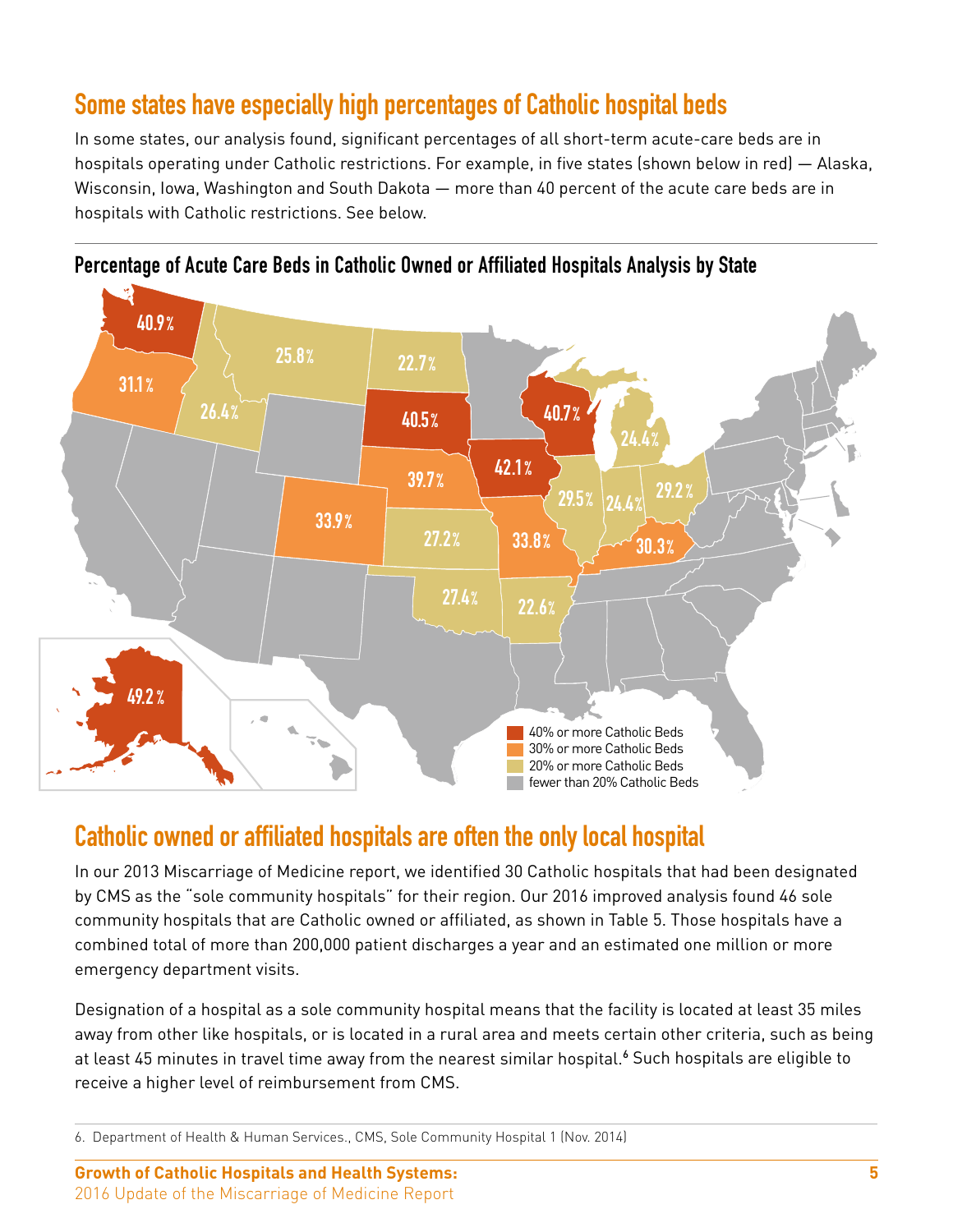## Some states have especially high percentages of Catholic hospital beds

In some states, our analysis found, significant percentages of all short-term acute-care beds are in hospitals operating under Catholic restrictions. For example, in five states (shown below in red) — Alaska, Wisconsin, Iowa, Washington and South Dakota — more than 40 percent of the acute care beds are in hospitals with Catholic restrictions. See below.

### Percentage of Acute Care Beds in Catholic Owned or Affiliated Hospitals Analysis by State

40.9%
31.1%
26.4%
25.8%
22.7%
40.5%
40.7%
24.4%
42.1%
39.7%
33.9%
29.5%
24.4%
29.2%
27.2%
33.8%
30.3%
27.4%
22.6%
49.2%

40% or more Catholic Beds
30% or more Catholic Beds
20% or more Catholic Beds
fewer than 20% Catholic Beds

## Catholic owned or affiliated hospitals are often the only local hospital

In our 2013 Miscarriage of Medicine report, we identified 30 Catholic hospitals that had been designated by CMS as the "sole community hospitals" for their region. Our 2016 improved analysis found 46 sole community hospitals that are Catholic owned or affiliated, as shown in Table 5. Those hospitals have a combined total of more than 200,000 patient discharges a year and an estimated one million or more emergency department visits.

Designation of a hospital as a sole community hospital means that the facility is located at least 35 miles away from other like hospitals, or is located in a rural area and meets certain other criteria, such as being at least 45 minutes in travel time away from the nearest similar hospital.[6] Such hospitals are eligible to receive a higher level of reimbursement from CMS.

6. Department of Health & Human Services., CMS, Sole Community Hospital 1 (Nov. 2014)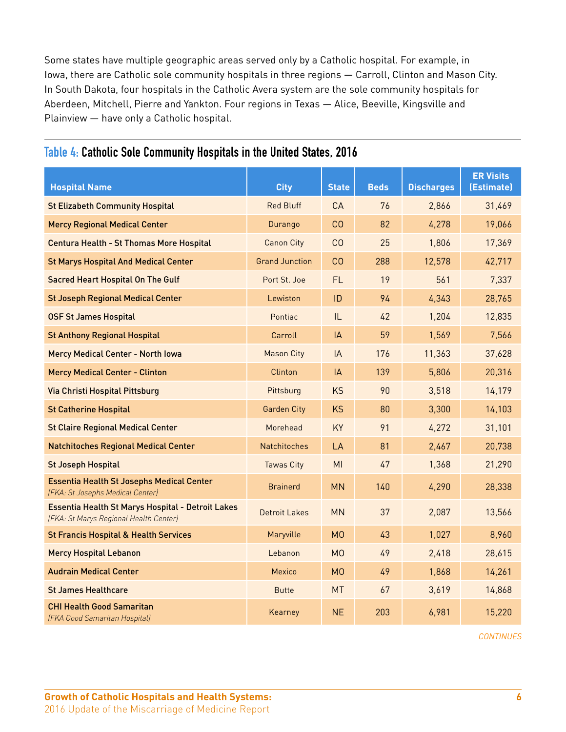Some states have multiple geographic areas served only by a Catholic hospital. For example, in Iowa, there are Catholic sole community hospitals in three regions — Carroll, Clinton and Mason City. In South Dakota, four hospitals in the Catholic Avera system are the sole community hospitals for Aberdeen, Mitchell, Pierre and Yankton. Four regions in Texas — Alice, Beeville, Kingsville and Plainview — have only a Catholic hospital.

## Table 4: Catholic Sole Community Hospitals in the United States, 2016

| Hospital Name | City | State | Beds | Discharges | ER Visits (Estimate) |
|---|---|---|---|---|---|
| St Elizabeth Community Hospital | Red Bluff | CA | 76 | 2,866 | 31,469 |
| Mercy Regional Medical Center | Durango | CO | 82 | 4,278 | 19,066 |
| Centura Health - St Thomas More Hospital | Canon City | CO | 25 | 1,806 | 17,369 |
| St Marys Hospital And Medical Center | Grand Junction | CO | 288 | 12,578 | 42,717 |
| Sacred Heart Hospital On The Gulf | Port St. Joe | FL | 19 | 561 | 7,337 |
| St Joseph Regional Medical Center | Lewiston | ID | 94 | 4,343 | 28,765 |
| OSF St James Hospital | Pontiac | IL | 42 | 1,204 | 12,835 |
| St Anthony Regional Hospital | Carroll | IA | 59 | 1,569 | 7,566 |
| Mercy Medical Center - North Iowa | Mason City | IA | 176 | 11,363 | 37,628 |
| Mercy Medical Center - Clinton | Clinton | IA | 139 | 5,806 | 20,316 |
| Via Christi Hospital Pittsburg | Pittsburg | KS | 90 | 3,518 | 14,179 |
| St Catherine Hospital | Garden City | KS | 80 | 3,300 | 14,103 |
| St Claire Regional Medical Center | Morehead | KY | 91 | 4,272 | 31,101 |
| Natchitoches Regional Medical Center | Natchitoches | LA | 81 | 2,467 | 20,738 |
| St Joseph Hospital | Tawas City | MI | 47 | 1,368 | 21,290 |
| Essentia Health St Josephs Medical Center *(FKA: St Josephs Medical Center)* | Brainerd | MN | 140 | 4,290 | 28,338 |
| Essentia Health St Marys Hospital - Detroit Lakes *(FKA: St Marys Regional Health Center)* | Detroit Lakes | MN | 37 | 2,087 | 13,566 |
| St Francis Hospital & Health Services | Maryville | MO | 43 | 1,027 | 8,960 |
| Mercy Hospital Lebanon | Lebanon | MO | 49 | 2,418 | 28,615 |
| Audrain Medical Center | Mexico | MO | 49 | 1,868 | 14,261 |
| St James Healthcare | Butte | MT | 67 | 3,619 | 14,868 |
| CHI Health Good Samaritan *(FKA Good Samaritan Hospital)* | Kearney | NE | 203 | 6,981 | 15,220 |

*CONTINUES*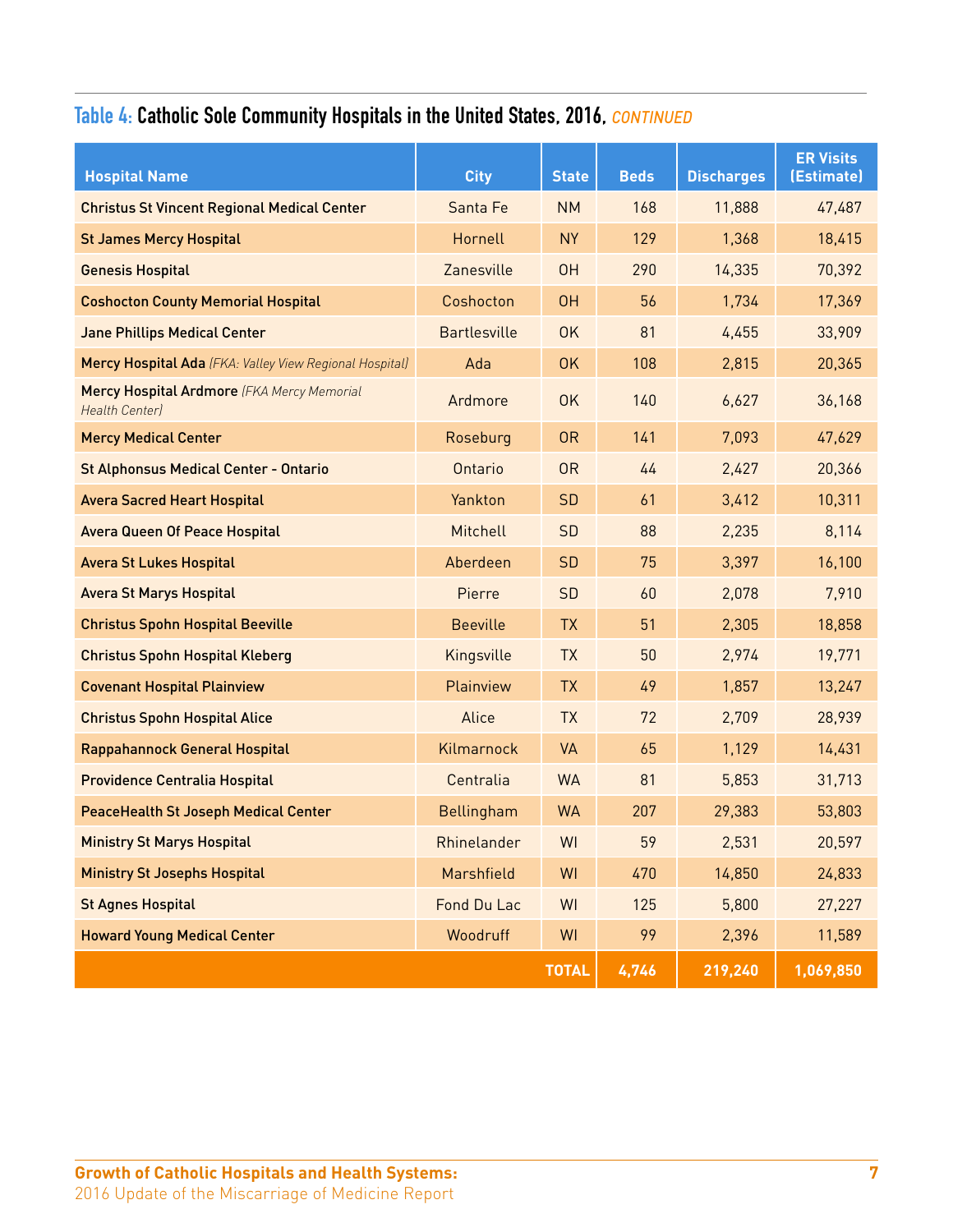## Table 4: Catholic Sole Community Hospitals in the United States, 2016, *CONTINUED*

| Hospital Name | City | State | Beds | Discharges | ER Visits (Estimate) |
|---|---|---|---|---|---|
| Christus St Vincent Regional Medical Center | Santa Fe | NM | 168 | 11,888 | 47,487 |
| St James Mercy Hospital | Hornell | NY | 129 | 1,368 | 18,415 |
| Genesis Hospital | Zanesville | OH | 290 | 14,335 | 70,392 |
| Coshocton County Memorial Hospital | Coshocton | OH | 56 | 1,734 | 17,369 |
| Jane Phillips Medical Center | Bartlesville | OK | 81 | 4,455 | 33,909 |
| Mercy Hospital Ada *(FKA: Valley View Regional Hospital)* | Ada | OK | 108 | 2,815 | 20,365 |
| Mercy Hospital Ardmore *(FKA Mercy Memorial Health Center)* | Ardmore | OK | 140 | 6,627 | 36,168 |
| Mercy Medical Center | Roseburg | OR | 141 | 7,093 | 47,629 |
| St Alphonsus Medical Center - Ontario | Ontario | OR | 44 | 2,427 | 20,366 |
| Avera Sacred Heart Hospital | Yankton | SD | 61 | 3,412 | 10,311 |
| Avera Queen Of Peace Hospital | Mitchell | SD | 88 | 2,235 | 8,114 |
| Avera St Lukes Hospital | Aberdeen | SD | 75 | 3,397 | 16,100 |
| Avera St Marys Hospital | Pierre | SD | 60 | 2,078 | 7,910 |
| Christus Spohn Hospital Beeville | Beeville | TX | 51 | 2,305 | 18,858 |
| Christus Spohn Hospital Kleberg | Kingsville | TX | 50 | 2,974 | 19,771 |
| Covenant Hospital Plainview | Plainview | TX | 49 | 1,857 | 13,247 |
| Christus Spohn Hospital Alice | Alice | TX | 72 | 2,709 | 28,939 |
| Rappahannock General Hospital | Kilmarnock | VA | 65 | 1,129 | 14,431 |
| Providence Centralia Hospital | Centralia | WA | 81 | 5,853 | 31,713 |
| PeaceHealth St Joseph Medical Center | Bellingham | WA | 207 | 29,383 | 53,803 |
| Ministry St Marys Hospital | Rhinelander | WI | 59 | 2,531 | 20,597 |
| Ministry St Josephs Hospital | Marshfield | WI | 470 | 14,850 | 24,833 |
| St Agnes Hospital | Fond Du Lac | WI | 125 | 5,800 | 27,227 |
| Howard Young Medical Center | Woodruff | WI | 99 | 2,396 | 11,589 |
| | | **TOTAL** | **4,746** | **219,240** | **1,069,850** |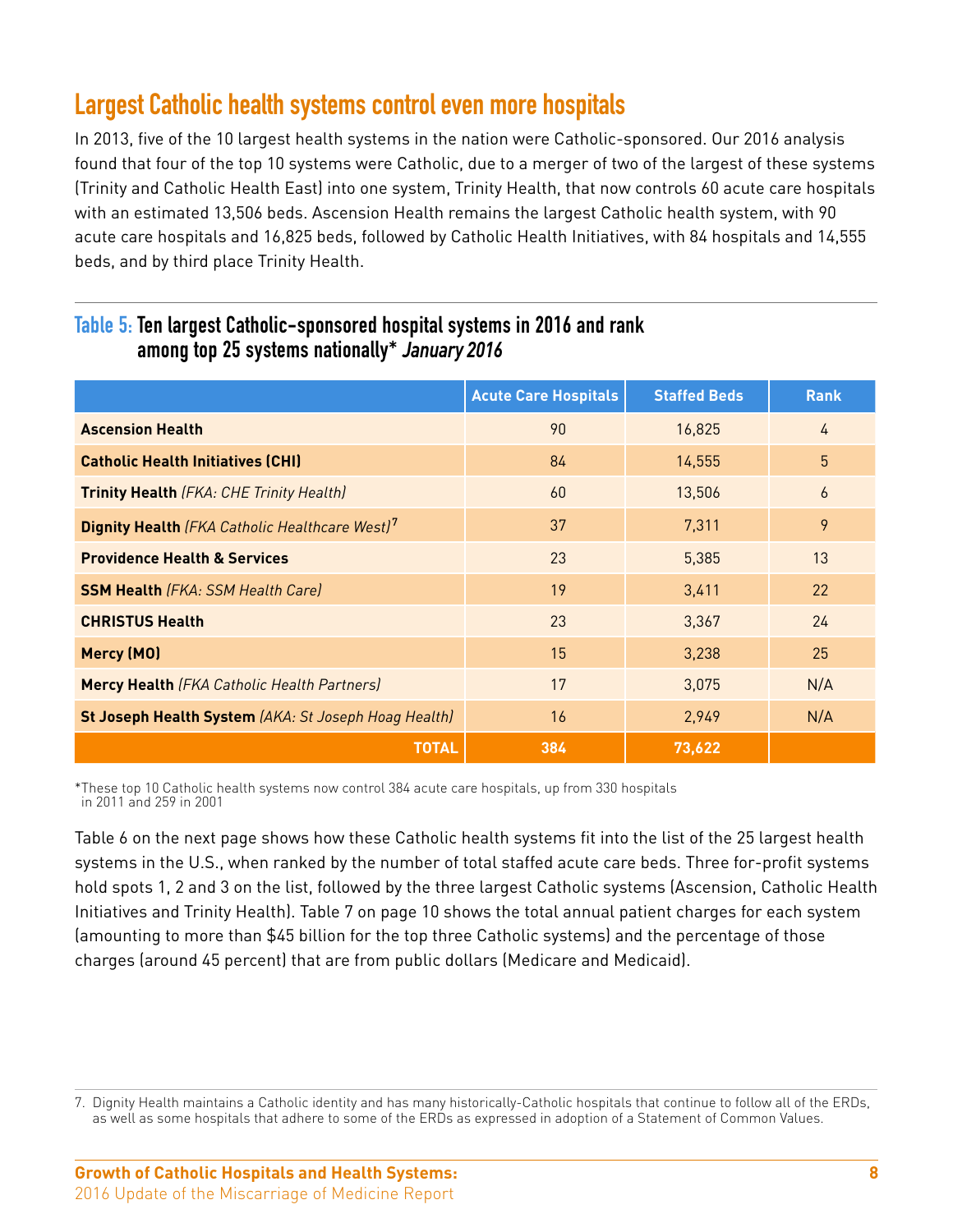## Largest Catholic health systems control even more hospitals

In 2013, five of the 10 largest health systems in the nation were Catholic-sponsored. Our 2016 analysis found that four of the top 10 systems were Catholic, due to a merger of two of the largest of these systems (Trinity and Catholic Health East) into one system, Trinity Health, that now controls 60 acute care hospitals with an estimated 13,506 beds. Ascension Health remains the largest Catholic health system, with 90 acute care hospitals and 16,825 beds, followed by Catholic Health Initiatives, with 84 hospitals and 14,555 beds, and by third place Trinity Health.

### Table 5: Ten largest Catholic-sponsored hospital systems in 2016 and rank among top 25 systems nationally* *January 2016*

| | Acute Care Hospitals | Staffed Beds | Rank |
|---|---|---|---|
| **Ascension Health** | 90 | 16,825 | 4 |
| **Catholic Health Initiatives (CHI)** | 84 | 14,555 | 5 |
| **Trinity Health** *(FKA: CHE Trinity Health)* | 60 | 13,506 | 6 |
| **Dignity Health** *(FKA Catholic Healthcare West)*[7] | 37 | 7,311 | 9 |
| **Providence Health & Services** | 23 | 5,385 | 13 |
| **SSM Health** *(FKA: SSM Health Care)* | 19 | 3,411 | 22 |
| **CHRISTUS Health** | 23 | 3,367 | 24 |
| **Mercy (MO)** | 15 | 3,238 | 25 |
| **Mercy Health** *(FKA Catholic Health Partners)* | 17 | 3,075 | N/A |
| **St Joseph Health System** *(AKA: St Joseph Hoag Health)* | 16 | 2,949 | N/A |
| **TOTAL** | **384** | **73,622** | |

*These top 10 Catholic health systems now control 384 acute care hospitals, up from 330 hospitals in 2011 and 259 in 2001

Table 6 on the next page shows how these Catholic health systems fit into the list of the 25 largest health systems in the U.S., when ranked by the number of total staffed acute care beds. Three for-profit systems hold spots 1, 2 and 3 on the list, followed by the three largest Catholic systems (Ascension, Catholic Health Initiatives and Trinity Health). Table 7 on page 10 shows the total annual patient charges for each system (amounting to more than $45 billion for the top three Catholic systems) and the percentage of those charges (around 45 percent) that are from public dollars (Medicare and Medicaid).

7. Dignity Health maintains a Catholic identity and has many historically-Catholic hospitals that continue to follow all of the ERDs, as well as some hospitals that adhere to some of the ERDs as expressed in adoption of a Statement of Common Values.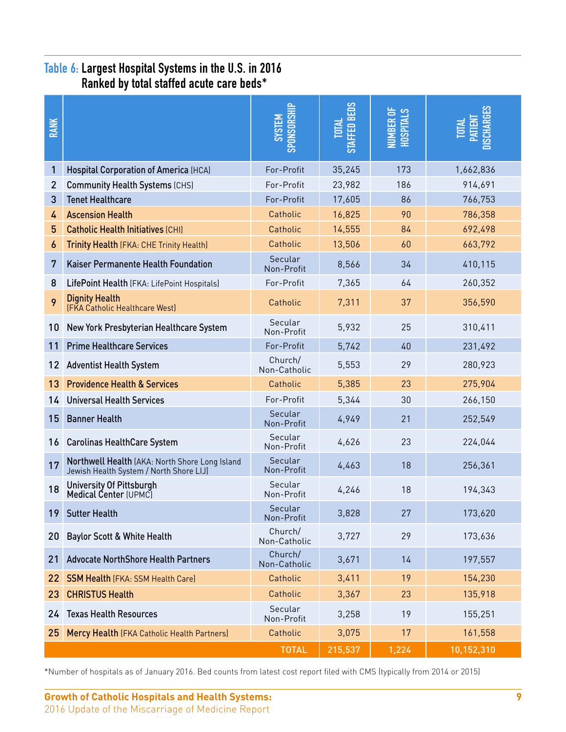## Table 6: Largest Hospital Systems in the U.S. in 2016
### Ranked by total staffed acute care beds*

| RANK | | SYSTEM SPONSORSHIP | TOTAL STAFFED BEDS | NUMBER OF HOSPITALS | TOTAL PATIENT DISCHARGES |
|---|---|---|---|---|---|
| 1 | **Hospital Corporation of America** (HCA) | For-Profit | 35,245 | 173 | 1,662,836 |
| 2 | **Community Health Systems** (CHS) | For-Profit | 23,982 | 186 | 914,691 |
| 3 | **Tenet Healthcare** | For-Profit | 17,605 | 86 | 766,753 |
| 4 | **Ascension Health** | Catholic | 16,825 | 90 | 786,358 |
| 5 | **Catholic Health Initiatives** (CHI) | Catholic | 14,555 | 84 | 692,498 |
| 6 | **Trinity Health** (FKA: CHE Trinity Health) | Catholic | 13,506 | 60 | 663,792 |
| 7 | **Kaiser Permanente Health Foundation** | Secular Non-Profit | 8,566 | 34 | 410,115 |
| 8 | **LifePoint Health** (FKA: LifePoint Hospitals) | For-Profit | 7,365 | 64 | 260,352 |
| 9 | **Dignity Health** (FKA Catholic Healthcare West) | Catholic | 7,311 | 37 | 356,590 |
| 10 | **New York Presbyterian Healthcare System** | Secular Non-Profit | 5,932 | 25 | 310,411 |
| 11 | **Prime Healthcare Services** | For-Profit | 5,742 | 40 | 231,492 |
| 12 | **Adventist Health System** | Church/ Non-Catholic | 5,553 | 29 | 280,923 |
| 13 | **Providence Health & Services** | Catholic | 5,385 | 23 | 275,904 |
| 14 | **Universal Health Services** | For-Profit | 5,344 | 30 | 266,150 |
| 15 | **Banner Health** | Secular Non-Profit | 4,949 | 21 | 252,549 |
| 16 | **Carolinas HealthCare System** | Secular Non-Profit | 4,626 | 23 | 224,044 |
| 17 | **Northwell Health** (AKA: North Shore Long Island Jewish Health System / North Shore LIJ) | Secular Non-Profit | 4,463 | 18 | 256,361 |
| 18 | **University Of Pittsburgh Medical Center** (UPMC) | Secular Non-Profit | 4,246 | 18 | 194,343 |
| 19 | **Sutter Health** | Secular Non-Profit | 3,828 | 27 | 173,620 |
| 20 | **Baylor Scott & White Health** | Church/ Non-Catholic | 3,727 | 29 | 173,636 |
| 21 | **Advocate NorthShore Health Partners** | Church/ Non-Catholic | 3,671 | 14 | 197,557 |
| 22 | **SSM Health** (FKA: SSM Health Care) | Catholic | 3,411 | 19 | 154,230 |
| 23 | **CHRISTUS Health** | Catholic | 3,367 | 23 | 135,918 |
| 24 | **Texas Health Resources** | Secular Non-Profit | 3,258 | 19 | 155,251 |
| 25 | **Mercy Health** (FKA Catholic Health Partners) | Catholic | 3,075 | 17 | 161,558 |
| | | TOTAL | 215,537 | 1,224 | 10,152,310 |

*Number of hospitals as of January 2016. Bed counts from latest cost report filed with CMS (typically from 2014 or 2015)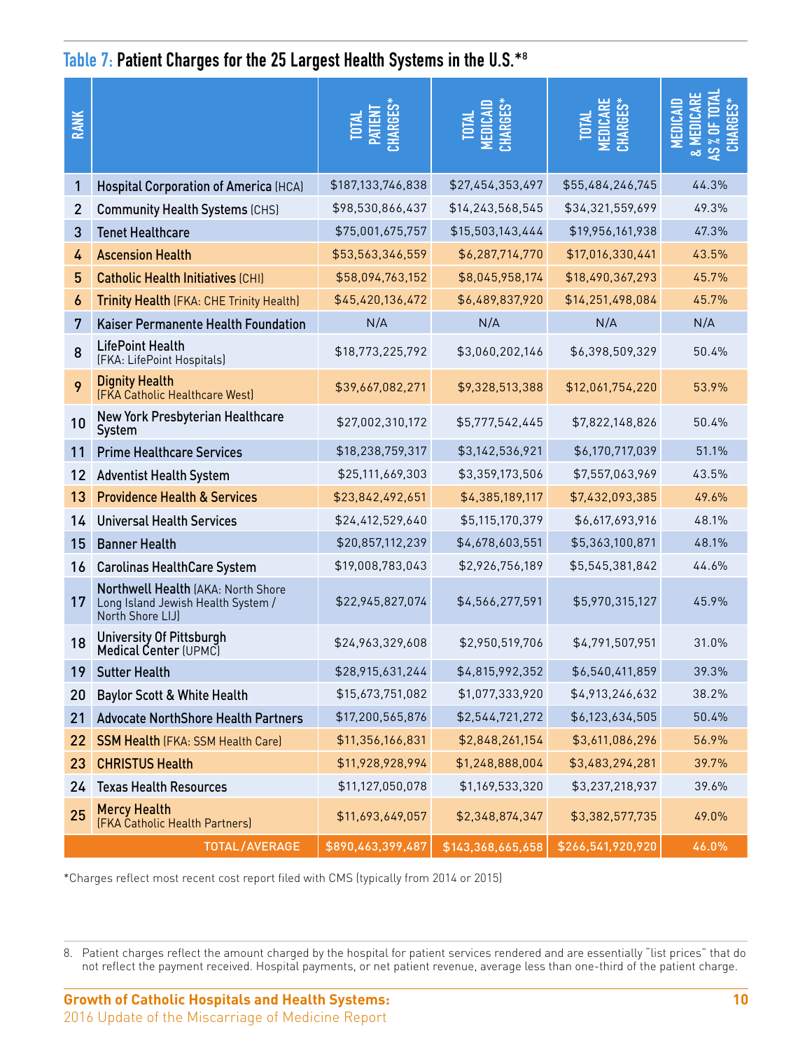## Table 7: Patient Charges for the 25 Largest Health Systems in the U.S.*[8]

| RANK | | TOTAL PATIENT CHARGES* | TOTAL MEDICAID CHARGES* | TOTAL MEDICARE CHARGES* | MEDICAID & MEDICARE AS % OF TOTAL CHARGES* |
|---|---|---|---|---|---|
| 1 | **Hospital Corporation of America** (HCA) | $187,133,746,838 | $27,454,353,497 | $55,484,246,745 | 44.3% |
| 2 | **Community Health Systems** (CHS) | $98,530,866,437 | $14,243,568,545 | $34,321,559,699 | 49.3% |
| 3 | **Tenet Healthcare** | $75,001,675,757 | $15,503,143,444 | $19,956,161,938 | 47.3% |
| 4 | **Ascension Health** | $53,563,346,559 | $6,287,714,770 | $17,016,330,441 | 43.5% |
| 5 | **Catholic Health Initiatives** (CHI) | $58,094,763,152 | $8,045,958,174 | $18,490,367,293 | 45.7% |
| 6 | **Trinity Health** (FKA: CHE Trinity Health) | $45,420,136,472 | $6,489,837,920 | $14,251,498,084 | 45.7% |
| 7 | **Kaiser Permanente Health Foundation** | N/A | N/A | N/A | N/A |
| 8 | **LifePoint Health** (FKA: LifePoint Hospitals) | $18,773,225,792 | $3,060,202,146 | $6,398,509,329 | 50.4% |
| 9 | **Dignity Health** (FKA Catholic Healthcare West) | $39,667,082,271 | $9,328,513,388 | $12,061,754,220 | 53.9% |
| 10 | **New York Presbyterian Healthcare System** | $27,002,310,172 | $5,777,542,445 | $7,822,148,826 | 50.4% |
| 11 | **Prime Healthcare Services** | $18,238,759,317 | $3,142,536,921 | $6,170,717,039 | 51.1% |
| 12 | **Adventist Health System** | $25,111,669,303 | $3,359,173,506 | $7,557,063,969 | 43.5% |
| 13 | **Providence Health & Services** | $23,842,492,651 | $4,385,189,117 | $7,432,093,385 | 49.6% |
| 14 | **Universal Health Services** | $24,412,529,640 | $5,115,170,379 | $6,617,693,916 | 48.1% |
| 15 | **Banner Health** | $20,857,112,239 | $4,678,603,551 | $5,363,100,871 | 48.1% |
| 16 | **Carolinas HealthCare System** | $19,008,783,043 | $2,926,756,189 | $5,545,381,842 | 44.6% |
| 17 | **Northwell Health** (AKA: North Shore Long Island Jewish Health System / North Shore LIJ) | $22,945,827,074 | $4,566,277,591 | $5,970,315,127 | 45.9% |
| 18 | **University Of Pittsburgh Medical Center** (UPMC) | $24,963,329,608 | $2,950,519,706 | $4,791,507,951 | 31.0% |
| 19 | **Sutter Health** | $28,915,631,244 | $4,815,992,352 | $6,540,411,859 | 39.3% |
| 20 | **Baylor Scott & White Health** | $15,673,751,082 | $1,077,333,920 | $4,913,246,632 | 38.2% |
| 21 | **Advocate NorthShore Health Partners** | $17,200,565,876 | $2,544,721,272 | $6,123,634,505 | 50.4% |
| 22 | **SSM Health** (FKA: SSM Health Care) | $11,356,166,831 | $2,848,261,154 | $3,611,086,296 | 56.9% |
| 23 | **CHRISTUS Health** | $11,928,928,994 | $1,248,888,004 | $3,483,294,281 | 39.7% |
| 24 | **Texas Health Resources** | $11,127,050,078 | $1,169,533,320 | $3,237,218,937 | 39.6% |
| 25 | **Mercy Health** (FKA Catholic Health Partners) | $11,693,649,057 | $2,348,874,347 | $3,382,577,735 | 49.0% |
| | **TOTAL/AVERAGE** | **$890,463,399,487** | **$143,368,665,658** | **$266,541,920,920** | **46.0%** |

*Charges reflect most recent cost report filed with CMS (typically from 2014 or 2015)

8. Patient charges reflect the amount charged by the hospital for patient services rendered and are essentially "list prices" that do not reflect the payment received. Hospital payments, or net patient revenue, average less than one-third of the patient charge.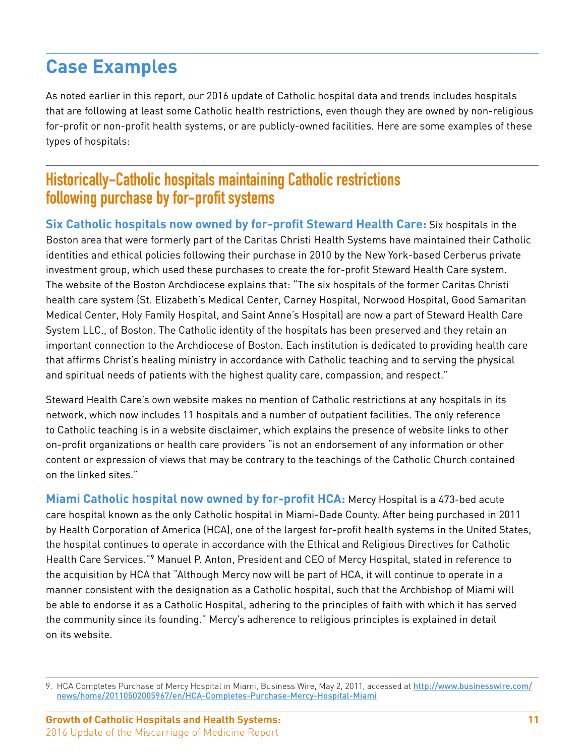# Case Examples

As noted earlier in this report, our 2016 update of Catholic hospital data and trends includes hospitals that are following at least some Catholic health restrictions, even though they are owned by non-religious for-profit or non-profit health systems, or are publicly-owned facilities. Here are some examples of these types of hospitals:

## Historically-Catholic hospitals maintaining Catholic restrictions following purchase by for-profit systems

**Six Catholic hospitals now owned by for-profit Steward Health Care:** Six hospitals in the Boston area that were formerly part of the Caritas Christi Health Systems have maintained their Catholic identities and ethical policies following their purchase in 2010 by the New York-based Cerberus private investment group, which used these purchases to create the for-profit Steward Health Care system. The website of the Boston Archdiocese explains that: "The six hospitals of the former Caritas Christi health care system (St. Elizabeth's Medical Center, Carney Hospital, Norwood Hospital, Good Samaritan Medical Center, Holy Family Hospital, and Saint Anne's Hospital) are now a part of Steward Health Care System LLC., of Boston. The Catholic identity of the hospitals has been preserved and they retain an important connection to the Archdiocese of Boston. Each institution is dedicated to providing health care that affirms Christ's healing ministry in accordance with Catholic teaching and to serving the physical and spiritual needs of patients with the highest quality care, compassion, and respect."

Steward Health Care's own website makes no mention of Catholic restrictions at any hospitals in its network, which now includes 11 hospitals and a number of outpatient facilities. The only reference to Catholic teaching is in a website disclaimer, which explains the presence of website links to other on-profit organizations or health care providers "is not an endorsement of any information or other content or expression of views that may be contrary to the teachings of the Catholic Church contained on the linked sites."

**Miami Catholic hospital now owned by for-profit HCA:** Mercy Hospital is a 473-bed acute care hospital known as the only Catholic hospital in Miami-Dade County. After being purchased in 2011 by Health Corporation of America (HCA), one of the largest for-profit health systems in the United States, the hospital continues to operate in accordance with the Ethical and Religious Directives for Catholic Health Care Services."[9] Manuel P. Anton, President and CEO of Mercy Hospital, stated in reference to the acquisition by HCA that "Although Mercy now will be part of HCA, it will continue to operate in a manner consistent with the designation as a Catholic hospital, such that the Archbishop of Miami will be able to endorse it as a Catholic Hospital, adhering to the principles of faith with which it has served the community since its founding." Mercy's adherence to religious principles is explained in detail on its website.

9. HCA Completes Purchase of Mercy Hospital in Miami, Business Wire, May 2, 2011, accessed at http://www.businesswire.com/news/home/20110502005967/en/HCA-Completes-Purchase-Mercy-Hospital-Miami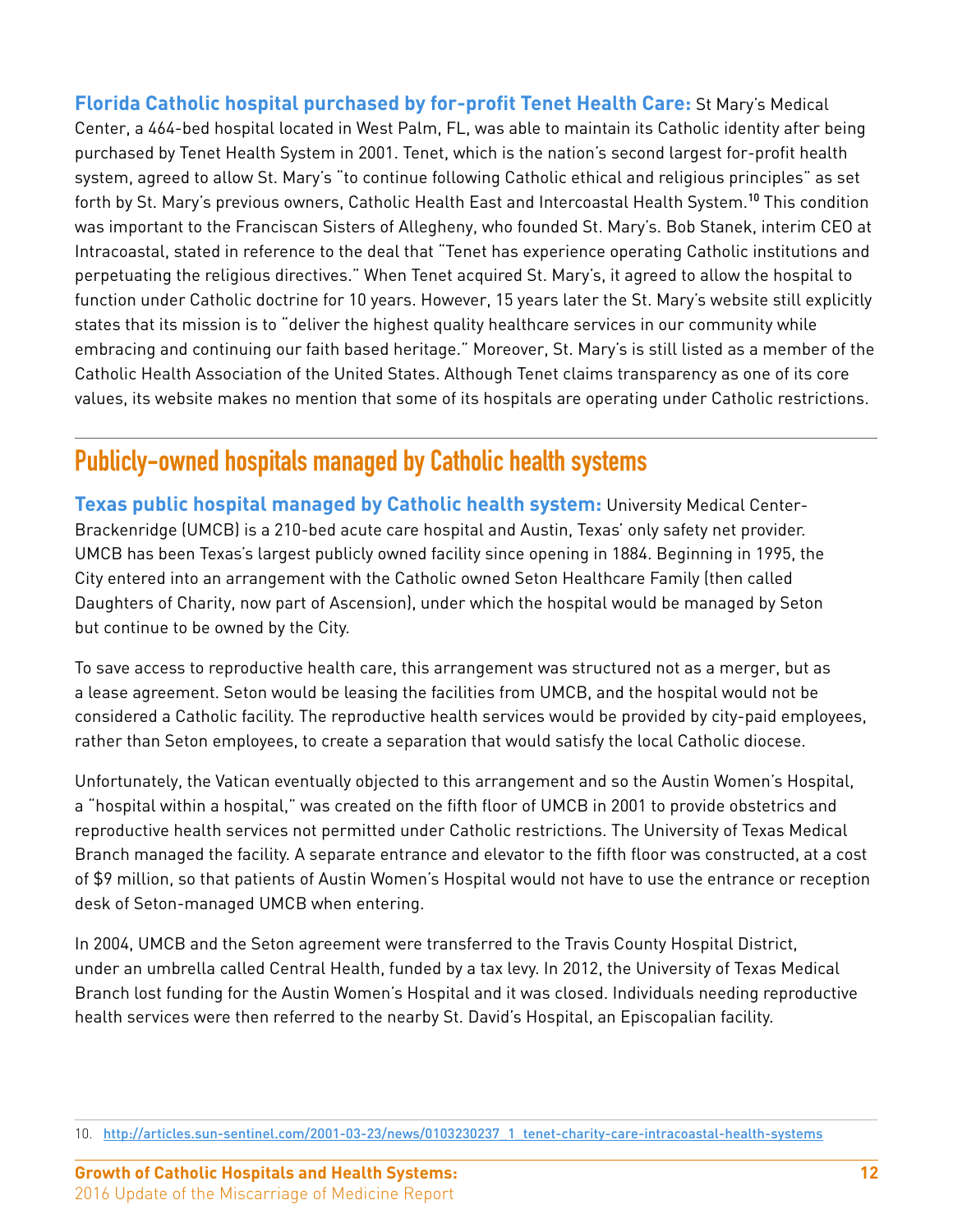**Florida Catholic hospital purchased by for-profit Tenet Health Care:** St Mary's Medical Center, a 464-bed hospital located in West Palm, FL, was able to maintain its Catholic identity after being purchased by Tenet Health System in 2001. Tenet, which is the nation's second largest for-profit health system, agreed to allow St. Mary's "to continue following Catholic ethical and religious principles" as set forth by St. Mary's previous owners, Catholic Health East and Intercoastal Health System.[10] This condition was important to the Franciscan Sisters of Allegheny, who founded St. Mary's. Bob Stanek, interim CEO at Intracoastal, stated in reference to the deal that "Tenet has experience operating Catholic institutions and perpetuating the religious directives." When Tenet acquired St. Mary's, it agreed to allow the hospital to function under Catholic doctrine for 10 years. However, 15 years later the St. Mary's website still explicitly states that its mission is to "deliver the highest quality healthcare services in our community while embracing and continuing our faith based heritage." Moreover, St. Mary's is still listed as a member of the Catholic Health Association of the United States. Although Tenet claims transparency as one of its core values, its website makes no mention that some of its hospitals are operating under Catholic restrictions.

## Publicly-owned hospitals managed by Catholic health systems

**Texas public hospital managed by Catholic health system:** University Medical Center-Brackenridge (UMCB) is a 210-bed acute care hospital and Austin, Texas' only safety net provider. UMCB has been Texas's largest publicly owned facility since opening in 1884. Beginning in 1995, the City entered into an arrangement with the Catholic owned Seton Healthcare Family (then called Daughters of Charity, now part of Ascension), under which the hospital would be managed by Seton but continue to be owned by the City.

To save access to reproductive health care, this arrangement was structured not as a merger, but as a lease agreement. Seton would be leasing the facilities from UMCB, and the hospital would not be considered a Catholic facility. The reproductive health services would be provided by city-paid employees, rather than Seton employees, to create a separation that would satisfy the local Catholic diocese.

Unfortunately, the Vatican eventually objected to this arrangement and so the Austin Women's Hospital, a "hospital within a hospital," was created on the fifth floor of UMCB in 2001 to provide obstetrics and reproductive health services not permitted under Catholic restrictions. The University of Texas Medical Branch managed the facility. A separate entrance and elevator to the fifth floor was constructed, at a cost of $9 million, so that patients of Austin Women's Hospital would not have to use the entrance or reception desk of Seton-managed UMCB when entering.

In 2004, UMCB and the Seton agreement were transferred to the Travis County Hospital District, under an umbrella called Central Health, funded by a tax levy. In 2012, the University of Texas Medical Branch lost funding for the Austin Women's Hospital and it was closed. Individuals needing reproductive health services were then referred to the nearby St. David's Hospital, an Episcopalian facility.

10. http://articles.sun-sentinel.com/2001-03-23/news/0103230237_1_tenet-charity-care-intracoastal-health-systems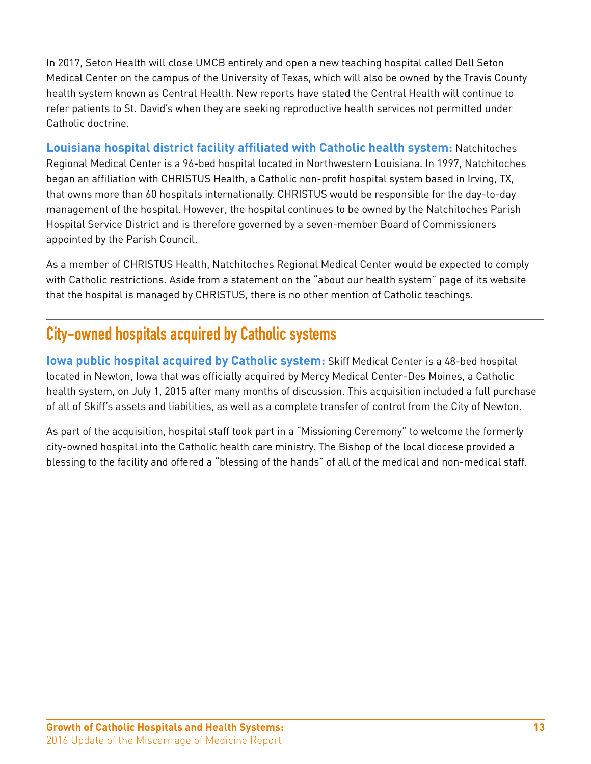In 2017, Seton Health will close UMCB entirely and open a new teaching hospital called Dell Seton Medical Center on the campus of the University of Texas, which will also be owned by the Travis County health system known as Central Health. New reports have stated the Central Health will continue to refer patients to St. David's when they are seeking reproductive health services not permitted under Catholic doctrine.

**Louisiana hospital district facility affiliated with Catholic health system:** Natchitoches Regional Medical Center is a 96-bed hospital located in Northwestern Louisiana. In 1997, Natchitoches began an affiliation with CHRISTUS Health, a Catholic non-profit hospital system based in Irving, TX, that owns more than 60 hospitals internationally. CHRISTUS would be responsible for the day-to-day management of the hospital. However, the hospital continues to be owned by the Natchitoches Parish Hospital Service District and is therefore governed by a seven-member Board of Commissioners appointed by the Parish Council.

As a member of CHRISTUS Health, Natchitoches Regional Medical Center would be expected to comply with Catholic restrictions. Aside from a statement on the "about our health system" page of its website that the hospital is managed by CHRISTUS, there is no other mention of Catholic teachings.

## City-owned hospitals acquired by Catholic systems

**Iowa public hospital acquired by Catholic system:** Skiff Medical Center is a 48-bed hospital located in Newton, Iowa that was officially acquired by Mercy Medical Center-Des Moines, a Catholic health system, on July 1, 2015 after many months of discussion. This acquisition included a full purchase of all of Skiff's assets and liabilities, as well as a complete transfer of control from the City of Newton.

As part of the acquisition, hospital staff took part in a "Missioning Ceremony" to welcome the formerly city-owned hospital into the Catholic health care ministry. The Bishop of the local diocese provided a blessing to the facility and offered a "blessing of the hands" of all of the medical and non-medical staff.